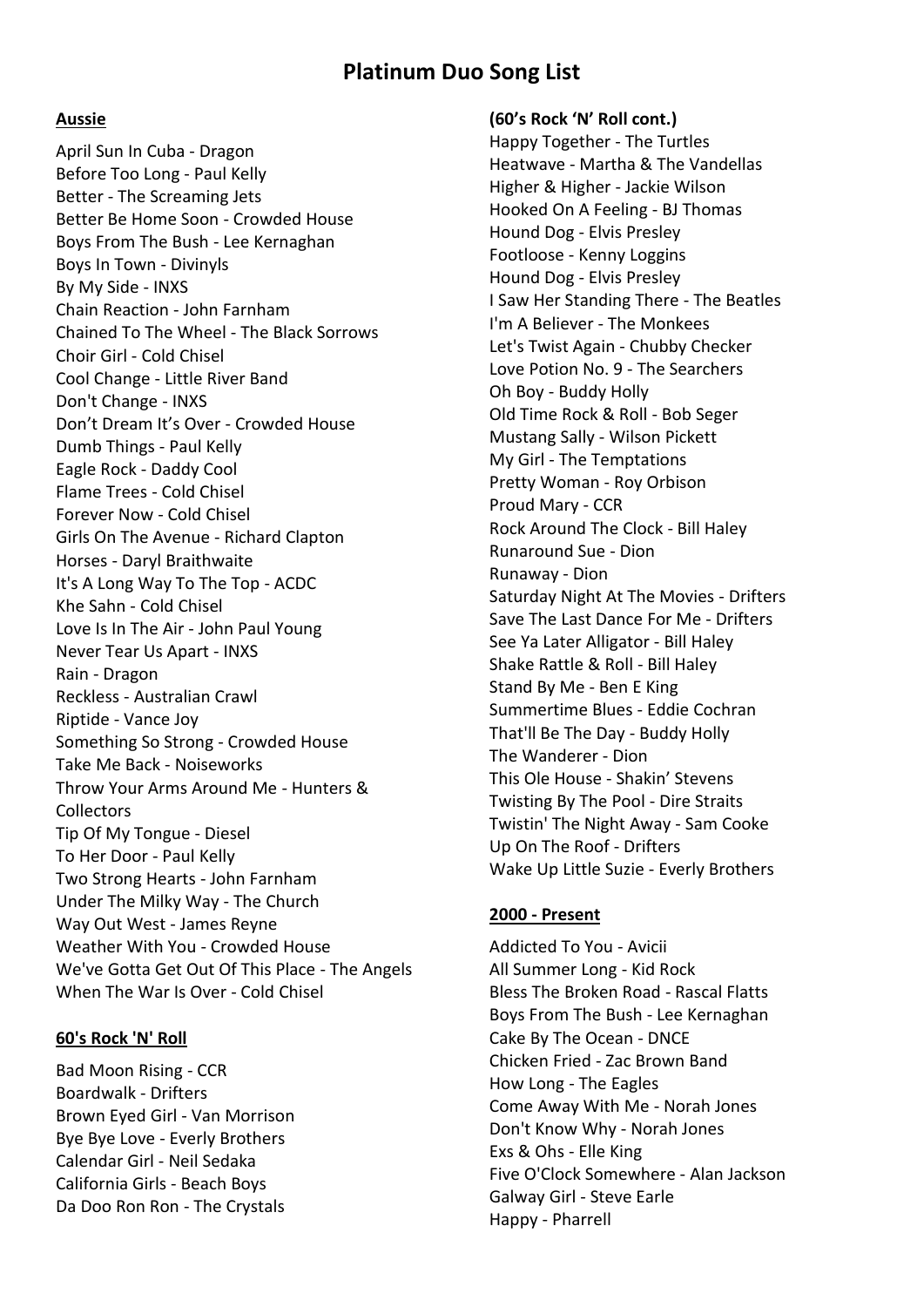# Platinum Duo Song List

## Aussie

April Sun In Cuba - Dragon
Before Too Long - Paul Kelly
Better - The Screaming Jets
Better Be Home Soon - Crowded House
Boys From The Bush - Lee Kernaghan
Boys In Town - Divinyls
By My Side - INXS
Chain Reaction - John Farnham
Chained To The Wheel - The Black Sorrows
Choir Girl - Cold Chisel
Cool Change - Little River Band
Don't Change - INXS
Don't Dream It's Over - Crowded House
Dumb Things - Paul Kelly
Eagle Rock - Daddy Cool
Flame Trees - Cold Chisel
Forever Now - Cold Chisel
Girls On The Avenue - Richard Clapton
Horses - Daryl Braithwaite
It's A Long Way To The Top - ACDC
Khe Sahn - Cold Chisel
Love Is In The Air - John Paul Young
Never Tear Us Apart - INXS
Rain - Dragon
Reckless - Australian Crawl
Riptide - Vance Joy
Something So Strong - Crowded House
Take Me Back - Noiseworks
Throw Your Arms Around Me - Hunters & Collectors
Tip Of My Tongue - Diesel
To Her Door - Paul Kelly
Two Strong Hearts - John Farnham
Under The Milky Way - The Church
Way Out West - James Reyne
Weather With You - Crowded House
We've Gotta Get Out Of This Place - The Angels
When The War Is Over - Cold Chisel

## 60's Rock 'N' Roll

Bad Moon Rising - CCR
Boardwalk - Drifters
Brown Eyed Girl - Van Morrison
Bye Bye Love - Everly Brothers
Calendar Girl - Neil Sedaka
California Girls - Beach Boys
Da Doo Ron Ron - The Crystals

**(60's Rock 'N' Roll cont.)**

Happy Together - The Turtles
Heatwave - Martha & The Vandellas
Higher & Higher - Jackie Wilson
Hooked On A Feeling - BJ Thomas
Hound Dog - Elvis Presley
Footloose - Kenny Loggins
Hound Dog - Elvis Presley
I Saw Her Standing There - The Beatles
I'm A Believer - The Monkees
Let's Twist Again - Chubby Checker
Love Potion No. 9 - The Searchers
Oh Boy - Buddy Holly
Old Time Rock & Roll - Bob Seger
Mustang Sally - Wilson Pickett
My Girl - The Temptations
Pretty Woman - Roy Orbison
Proud Mary - CCR
Rock Around The Clock - Bill Haley
Runaround Sue - Dion
Runaway - Dion
Saturday Night At The Movies - Drifters
Save The Last Dance For Me - Drifters
See Ya Later Alligator - Bill Haley
Shake Rattle & Roll - Bill Haley
Stand By Me - Ben E King
Summertime Blues - Eddie Cochran
That'll Be The Day - Buddy Holly
The Wanderer - Dion
This Ole House - Shakin' Stevens
Twisting By The Pool - Dire Straits
Twistin' The Night Away - Sam Cooke
Up On The Roof - Drifters
Wake Up Little Suzie - Everly Brothers

## 2000 - Present

Addicted To You - Avicii
All Summer Long - Kid Rock
Bless The Broken Road - Rascal Flatts
Boys From The Bush - Lee Kernaghan
Cake By The Ocean - DNCE
Chicken Fried - Zac Brown Band
How Long - The Eagles
Come Away With Me - Norah Jones
Don't Know Why - Norah Jones
Exs & Ohs - Elle King
Five O'Clock Somewhere - Alan Jackson
Galway Girl - Steve Earle
Happy - Pharrell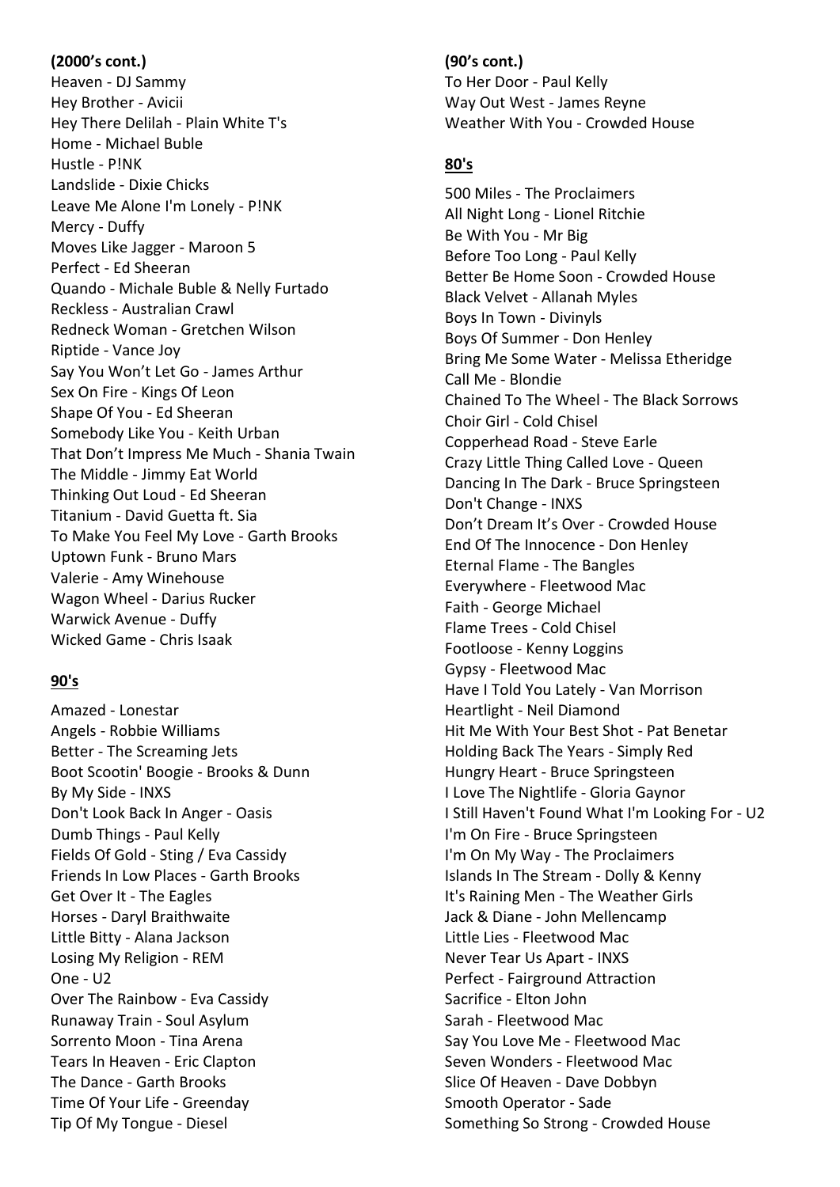**(2000's cont.)**

Heaven - DJ Sammy
Hey Brother - Avicii
Hey There Delilah - Plain White T's
Home - Michael Buble
Hustle - P!NK
Landslide - Dixie Chicks
Leave Me Alone I'm Lonely - P!NK
Mercy - Duffy
Moves Like Jagger - Maroon 5
Perfect - Ed Sheeran
Quando - Michale Buble & Nelly Furtado
Reckless - Australian Crawl
Redneck Woman - Gretchen Wilson
Riptide - Vance Joy
Say You Won't Let Go - James Arthur
Sex On Fire - Kings Of Leon
Shape Of You - Ed Sheeran
Somebody Like You - Keith Urban
That Don't Impress Me Much - Shania Twain
The Middle - Jimmy Eat World
Thinking Out Loud - Ed Sheeran
Titanium - David Guetta ft. Sia
To Make You Feel My Love - Garth Brooks
Uptown Funk - Bruno Mars
Valerie - Amy Winehouse
Wagon Wheel - Darius Rucker
Warwick Avenue - Duffy
Wicked Game - Chris Isaak

## 90's

Amazed - Lonestar
Angels - Robbie Williams
Better - The Screaming Jets
Boot Scootin' Boogie - Brooks & Dunn
By My Side - INXS
Don't Look Back In Anger - Oasis
Dumb Things - Paul Kelly
Fields Of Gold - Sting / Eva Cassidy
Friends In Low Places - Garth Brooks
Get Over It - The Eagles
Horses - Daryl Braithwaite
Little Bitty - Alana Jackson
Losing My Religion - REM
One - U2
Over The Rainbow - Eva Cassidy
Runaway Train - Soul Asylum
Sorrento Moon - Tina Arena
Tears In Heaven - Eric Clapton
The Dance - Garth Brooks
Time Of Your Life - Greenday
Tip Of My Tongue - Diesel

**(90's cont.)**

To Her Door - Paul Kelly
Way Out West - James Reyne
Weather With You - Crowded House

## 80's

500 Miles - The Proclaimers
All Night Long - Lionel Ritchie
Be With You - Mr Big
Before Too Long - Paul Kelly
Better Be Home Soon - Crowded House
Black Velvet - Allanah Myles
Boys In Town - Divinyls
Boys Of Summer - Don Henley
Bring Me Some Water - Melissa Etheridge
Call Me - Blondie
Chained To The Wheel - The Black Sorrows
Choir Girl - Cold Chisel
Copperhead Road - Steve Earle
Crazy Little Thing Called Love - Queen
Dancing In The Dark - Bruce Springsteen
Don't Change - INXS
Don't Dream It's Over - Crowded House
End Of The Innocence - Don Henley
Eternal Flame - The Bangles
Everywhere - Fleetwood Mac
Faith - George Michael
Flame Trees - Cold Chisel
Footloose - Kenny Loggins
Gypsy - Fleetwood Mac
Have I Told You Lately - Van Morrison
Heartlight - Neil Diamond
Hit Me With Your Best Shot - Pat Benetar
Holding Back The Years - Simply Red
Hungry Heart - Bruce Springsteen
I Love The Nightlife - Gloria Gaynor
I Still Haven't Found What I'm Looking For - U2
I'm On Fire - Bruce Springsteen
I'm On My Way - The Proclaimers
Islands In The Stream - Dolly & Kenny
It's Raining Men - The Weather Girls
Jack & Diane - John Mellencamp
Little Lies - Fleetwood Mac
Never Tear Us Apart - INXS
Perfect - Fairground Attraction
Sacrifice - Elton John
Sarah - Fleetwood Mac
Say You Love Me - Fleetwood Mac
Seven Wonders - Fleetwood Mac
Slice Of Heaven - Dave Dobbyn
Smooth Operator - Sade
Something So Strong - Crowded House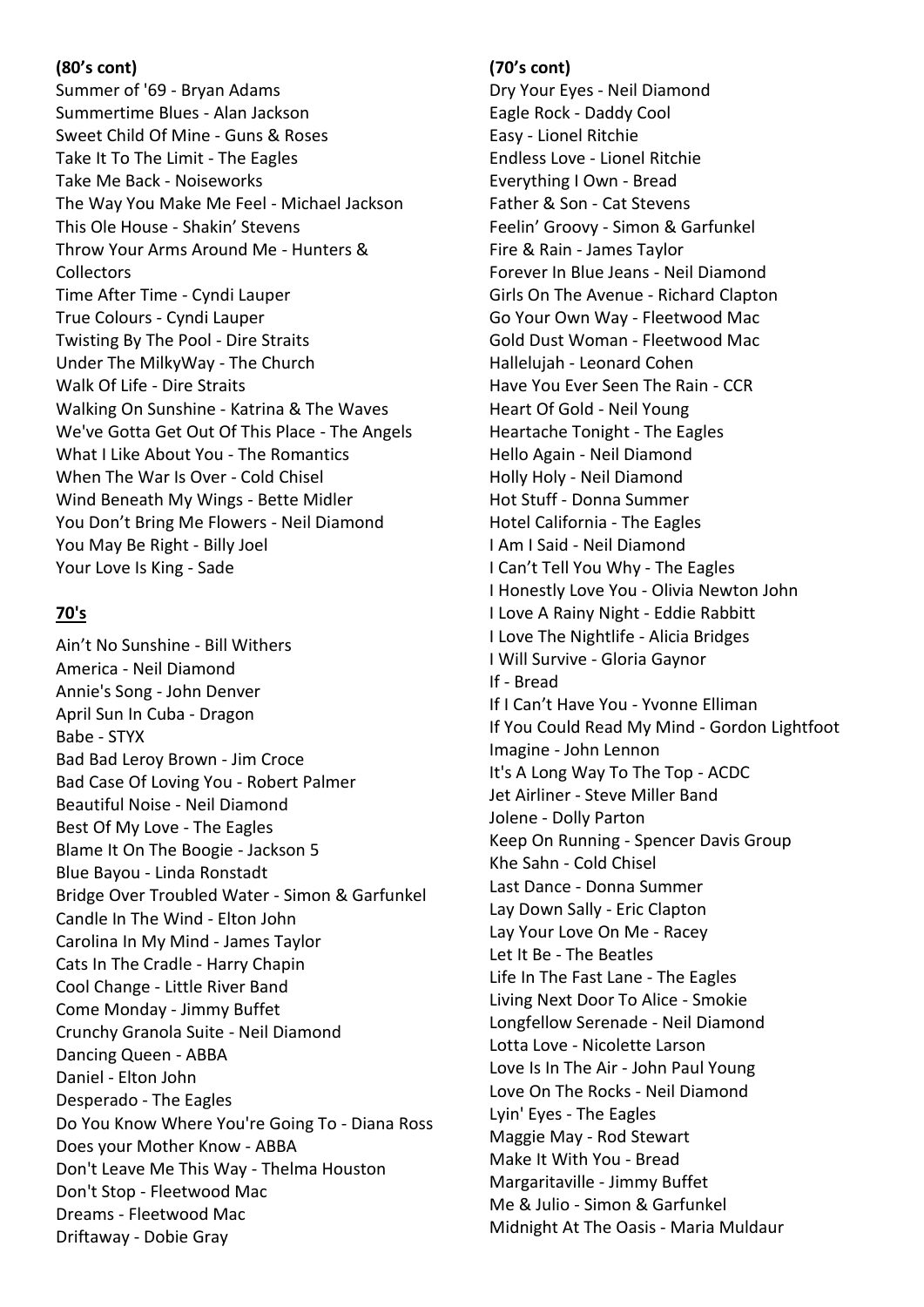**(80's cont)**

Summer of '69 - Bryan Adams
Summertime Blues - Alan Jackson
Sweet Child Of Mine - Guns & Roses
Take It To The Limit - The Eagles
Take Me Back - Noiseworks
The Way You Make Me Feel - Michael Jackson
This Ole House - Shakin' Stevens
Throw Your Arms Around Me - Hunters & Collectors
Time After Time - Cyndi Lauper
True Colours - Cyndi Lauper
Twisting By The Pool - Dire Straits
Under The MilkyWay - The Church
Walk Of Life - Dire Straits
Walking On Sunshine - Katrina & The Waves
We've Gotta Get Out Of This Place - The Angels
What I Like About You - The Romantics
When The War Is Over - Cold Chisel
Wind Beneath My Wings - Bette Midler
You Don't Bring Me Flowers - Neil Diamond
You May Be Right - Billy Joel
Your Love Is King - Sade

**70's**

Ain't No Sunshine - Bill Withers
America - Neil Diamond
Annie's Song - John Denver
April Sun In Cuba - Dragon
Babe - STYX
Bad Bad Leroy Brown - Jim Croce
Bad Case Of Loving You - Robert Palmer
Beautiful Noise - Neil Diamond
Best Of My Love - The Eagles
Blame It On The Boogie - Jackson 5
Blue Bayou - Linda Ronstadt
Bridge Over Troubled Water - Simon & Garfunkel
Candle In The Wind - Elton John
Carolina In My Mind - James Taylor
Cats In The Cradle - Harry Chapin
Cool Change - Little River Band
Come Monday - Jimmy Buffet
Crunchy Granola Suite - Neil Diamond
Dancing Queen - ABBA
Daniel - Elton John
Desperado - The Eagles
Do You Know Where You're Going To - Diana Ross
Does your Mother Know - ABBA
Don't Leave Me This Way - Thelma Houston
Don't Stop - Fleetwood Mac
Dreams - Fleetwood Mac
Driftaway - Dobie Gray

**(70's cont)**

Dry Your Eyes - Neil Diamond
Eagle Rock - Daddy Cool
Easy - Lionel Ritchie
Endless Love - Lionel Ritchie
Everything I Own - Bread
Father & Son - Cat Stevens
Feelin' Groovy - Simon & Garfunkel
Fire & Rain - James Taylor
Forever In Blue Jeans - Neil Diamond
Girls On The Avenue - Richard Clapton
Go Your Own Way - Fleetwood Mac
Gold Dust Woman - Fleetwood Mac
Hallelujah - Leonard Cohen
Have You Ever Seen The Rain - CCR
Heart Of Gold - Neil Young
Heartache Tonight - The Eagles
Hello Again - Neil Diamond
Holly Holy - Neil Diamond
Hot Stuff - Donna Summer
Hotel California - The Eagles
I Am I Said - Neil Diamond
I Can't Tell You Why - The Eagles
I Honestly Love You - Olivia Newton John
I Love A Rainy Night - Eddie Rabbitt
I Love The Nightlife - Alicia Bridges
I Will Survive - Gloria Gaynor
If - Bread
If I Can't Have You - Yvonne Elliman
If You Could Read My Mind - Gordon Lightfoot
Imagine - John Lennon
It's A Long Way To The Top - ACDC
Jet Airliner - Steve Miller Band
Jolene - Dolly Parton
Keep On Running - Spencer Davis Group
Khe Sahn - Cold Chisel
Last Dance - Donna Summer
Lay Down Sally - Eric Clapton
Lay Your Love On Me - Racey
Let It Be - The Beatles
Life In The Fast Lane - The Eagles
Living Next Door To Alice - Smokie
Longfellow Serenade - Neil Diamond
Lotta Love - Nicolette Larson
Love Is In The Air - John Paul Young
Love On The Rocks - Neil Diamond
Lyin' Eyes - The Eagles
Maggie May - Rod Stewart
Make It With You - Bread
Margaritaville - Jimmy Buffet
Me & Julio - Simon & Garfunkel
Midnight At The Oasis - Maria Muldaur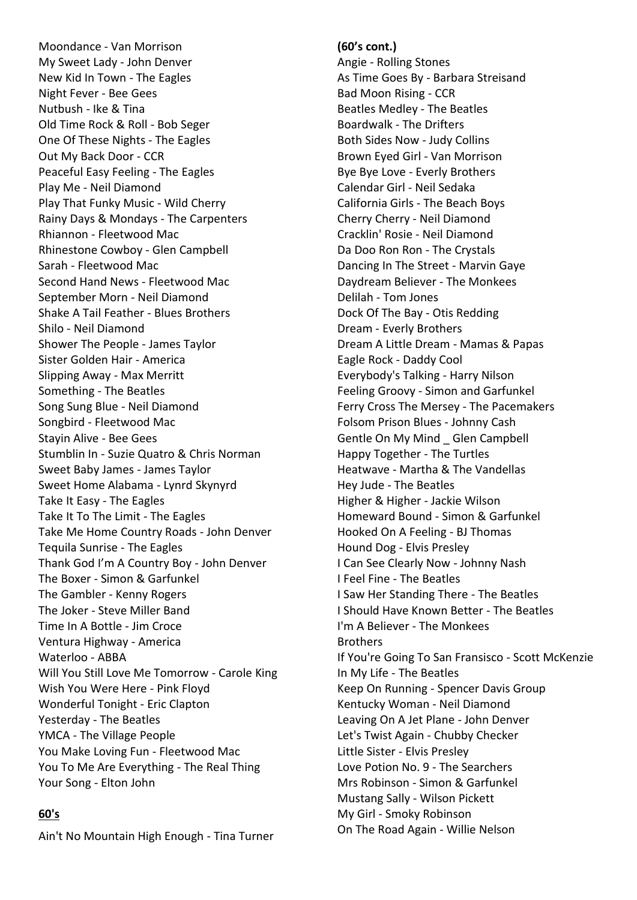Moondance - Van Morrison
My Sweet Lady - John Denver
New Kid In Town - The Eagles
Night Fever - Bee Gees
Nutbush - Ike & Tina
Old Time Rock & Roll - Bob Seger
One Of These Nights - The Eagles
Out My Back Door - CCR
Peaceful Easy Feeling - The Eagles
Play Me - Neil Diamond
Play That Funky Music - Wild Cherry
Rainy Days & Mondays - The Carpenters
Rhiannon - Fleetwood Mac
Rhinestone Cowboy - Glen Campbell
Sarah - Fleetwood Mac
Second Hand News - Fleetwood Mac
September Morn - Neil Diamond
Shake A Tail Feather - Blues Brothers
Shilo - Neil Diamond
Shower The People - James Taylor
Sister Golden Hair - America
Slipping Away - Max Merritt
Something - The Beatles
Song Sung Blue - Neil Diamond
Songbird - Fleetwood Mac
Stayin Alive - Bee Gees
Stumblin In - Suzie Quatro & Chris Norman
Sweet Baby James - James Taylor
Sweet Home Alabama - Lynrd Skynyrd
Take It Easy - The Eagles
Take It To The Limit - The Eagles
Take Me Home Country Roads - John Denver
Tequila Sunrise - The Eagles
Thank God I'm A Country Boy - John Denver
The Boxer - Simon & Garfunkel
The Gambler - Kenny Rogers
The Joker - Steve Miller Band
Time In A Bottle - Jim Croce
Ventura Highway - America
Waterloo - ABBA
Will You Still Love Me Tomorrow - Carole King
Wish You Were Here - Pink Floyd
Wonderful Tonight - Eric Clapton
Yesterday - The Beatles
YMCA - The Village People
You Make Loving Fun - Fleetwood Mac
You To Me Are Everything - The Real Thing
Your Song - Elton John

## 60's

Ain't No Mountain High Enough - Tina Turner

**(60's cont.)**

Angie - Rolling Stones
As Time Goes By - Barbara Streisand
Bad Moon Rising - CCR
Beatles Medley - The Beatles
Boardwalk - The Drifters
Both Sides Now - Judy Collins
Brown Eyed Girl - Van Morrison
Bye Bye Love - Everly Brothers
Calendar Girl - Neil Sedaka
California Girls - The Beach Boys
Cherry Cherry - Neil Diamond
Cracklin' Rosie - Neil Diamond
Da Doo Ron Ron - The Crystals
Dancing In The Street - Marvin Gaye
Daydream Believer - The Monkees
Delilah - Tom Jones
Dock Of The Bay - Otis Redding
Dream - Everly Brothers
Dream A Little Dream - Mamas & Papas
Eagle Rock - Daddy Cool
Everybody's Talking - Harry Nilson
Feeling Groovy - Simon and Garfunkel
Ferry Cross The Mersey - The Pacemakers
Folsom Prison Blues - Johnny Cash
Gentle On My Mind _ Glen Campbell
Happy Together - The Turtles
Heatwave - Martha & The Vandellas
Hey Jude - The Beatles
Higher & Higher - Jackie Wilson
Homeward Bound - Simon & Garfunkel
Hooked On A Feeling - BJ Thomas
Hound Dog - Elvis Presley
I Can See Clearly Now - Johnny Nash
I Feel Fine - The Beatles
I Saw Her Standing There - The Beatles
I Should Have Known Better - The Beatles
I'm A Believer - The Monkees
Brothers
If You're Going To San Fransisco - Scott McKenzie
In My Life - The Beatles
Keep On Running - Spencer Davis Group
Kentucky Woman - Neil Diamond
Leaving On A Jet Plane - John Denver
Let's Twist Again - Chubby Checker
Little Sister - Elvis Presley
Love Potion No. 9 - The Searchers
Mrs Robinson - Simon & Garfunkel
Mustang Sally - Wilson Pickett
My Girl - Smoky Robinson
On The Road Again - Willie Nelson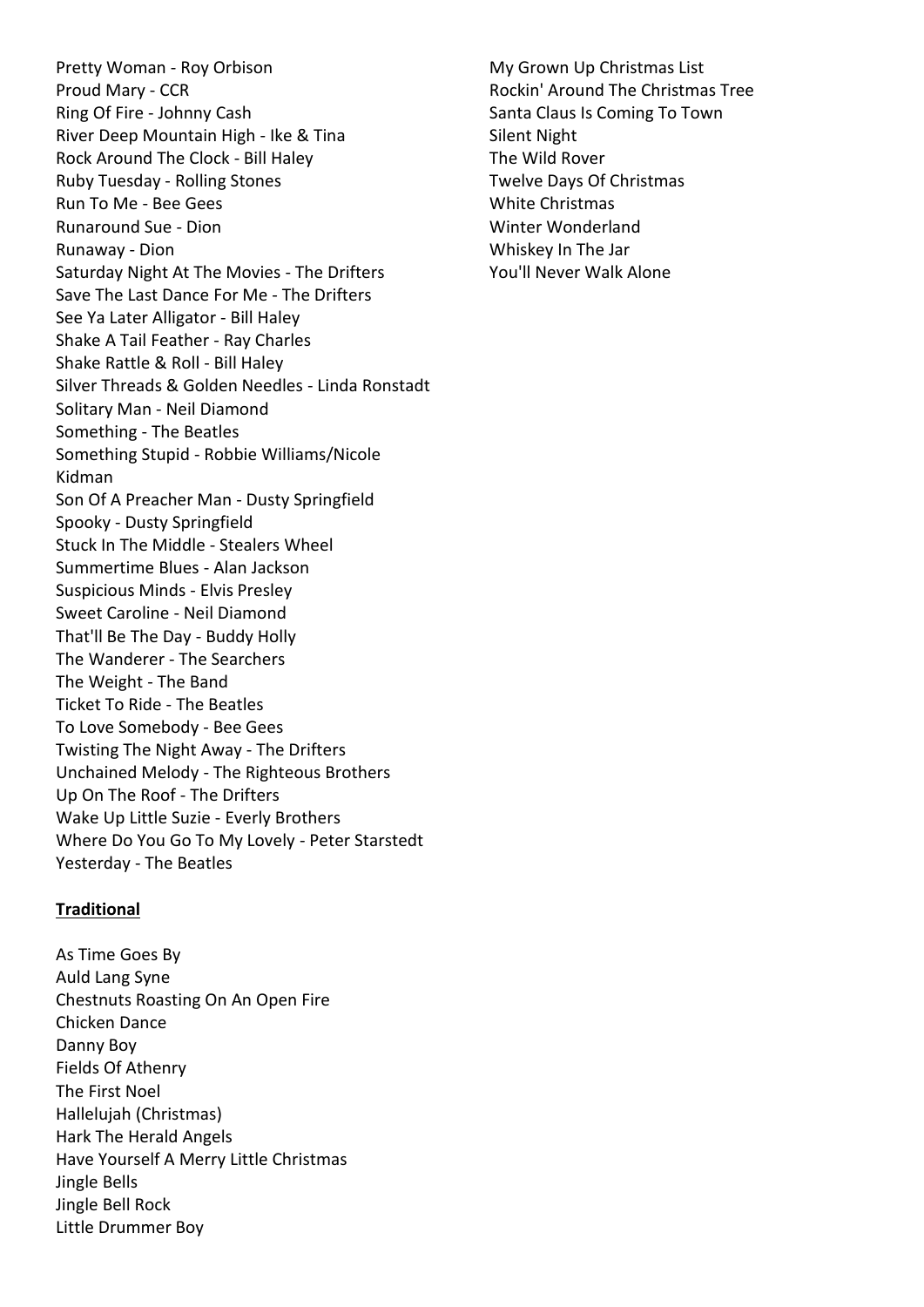Pretty Woman - Roy Orbison
Proud Mary - CCR
Ring Of Fire - Johnny Cash
River Deep Mountain High - Ike & Tina
Rock Around The Clock - Bill Haley
Ruby Tuesday - Rolling Stones
Run To Me - Bee Gees
Runaround Sue - Dion
Runaway - Dion
Saturday Night At The Movies - The Drifters
Save The Last Dance For Me - The Drifters
See Ya Later Alligator - Bill Haley
Shake A Tail Feather - Ray Charles
Shake Rattle & Roll - Bill Haley
Silver Threads & Golden Needles - Linda Ronstadt
Solitary Man - Neil Diamond
Something - The Beatles
Something Stupid - Robbie Williams/Nicole Kidman
Son Of A Preacher Man - Dusty Springfield
Spooky - Dusty Springfield
Stuck In The Middle - Stealers Wheel
Summertime Blues - Alan Jackson
Suspicious Minds - Elvis Presley
Sweet Caroline - Neil Diamond
That'll Be The Day - Buddy Holly
The Wanderer - The Searchers
The Weight - The Band
Ticket To Ride - The Beatles
To Love Somebody - Bee Gees
Twisting The Night Away - The Drifters
Unchained Melody - The Righteous Brothers
Up On The Roof - The Drifters
Wake Up Little Suzie - Everly Brothers
Where Do You Go To My Lovely - Peter Starstedt
Yesterday - The Beatles

**Traditional**

As Time Goes By
Auld Lang Syne
Chestnuts Roasting On An Open Fire
Chicken Dance
Danny Boy
Fields Of Athenry
The First Noel
Hallelujah (Christmas)
Hark The Herald Angels
Have Yourself A Merry Little Christmas
Jingle Bells
Jingle Bell Rock
Little Drummer Boy
My Grown Up Christmas List
Rockin' Around The Christmas Tree
Santa Claus Is Coming To Town
Silent Night
The Wild Rover
Twelve Days Of Christmas
White Christmas
Winter Wonderland
Whiskey In The Jar
You'll Never Walk Alone